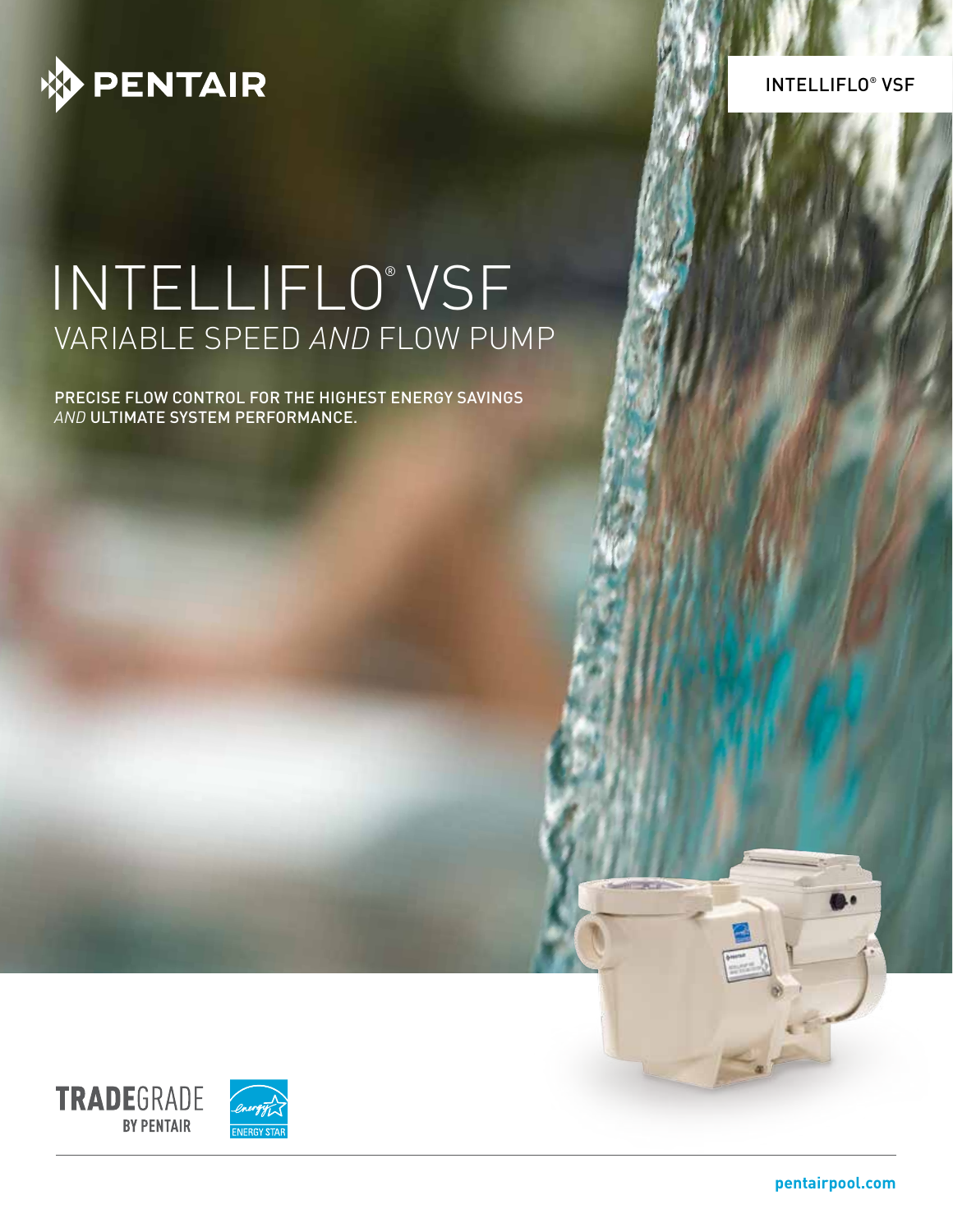PENTAIR

INTELLIFLO® VSF

# INTELLIFLO® VSF

## VARIABLE SPEED *AND* FLOW PUMP

PRECISE FLOW CONTROL FOR THE HIGHEST ENERGY SAVINGS *AND* ULTIMATE SYSTEM PERFORMANCE.

TRADEGRADE BY PENTAIR

ENERGY STAR

pentairpool.com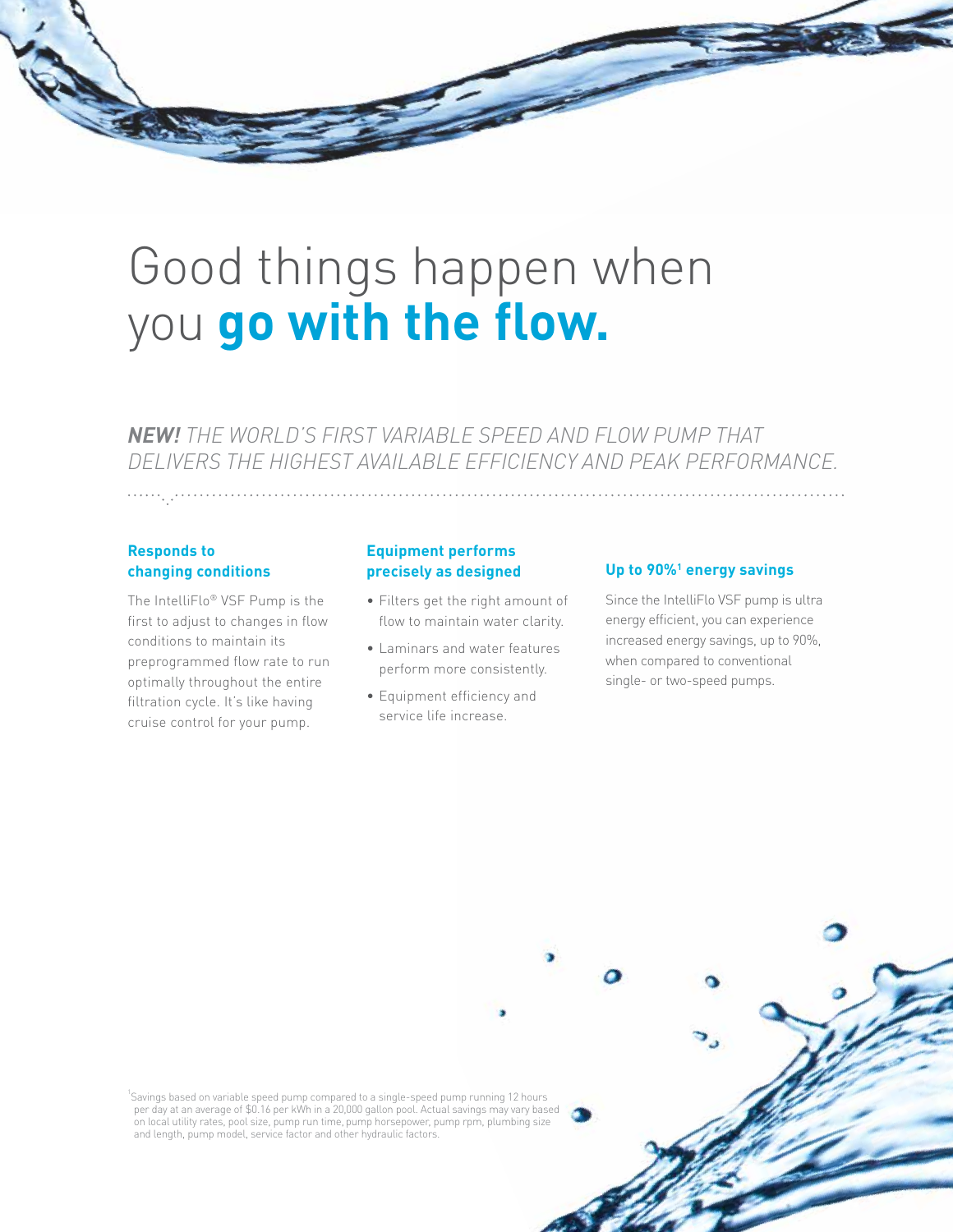# Good things happen when you **go with the flow.**

***NEW!*** *THE WORLD'S FIRST VARIABLE SPEED AND FLOW PUMP THAT DELIVERS THE HIGHEST AVAILABLE EFFICIENCY AND PEAK PERFORMANCE.*

### Responds to changing conditions

The IntelliFlo® VSF Pump is the first to adjust to changes in flow conditions to maintain its preprogrammed flow rate to run optimally throughout the entire filtration cycle. It's like having cruise control for your pump.

### Equipment performs precisely as designed

- Filters get the right amount of flow to maintain water clarity.
- Laminars and water features perform more consistently.
- Equipment efficiency and service life increase.

### Up to 90%[1] energy savings

Since the IntelliFlo VSF pump is ultra energy efficient, you can experience increased energy savings, up to 90%, when compared to conventional single- or two-speed pumps.

[1]Savings based on variable speed pump compared to a single-speed pump running 12 hours per day at an average of $0.16 per kWh in a 20,000 gallon pool. Actual savings may vary based on local utility rates, pool size, pump run time, pump horsepower, pump rpm, plumbing size and length, pump model, service factor and other hydraulic factors.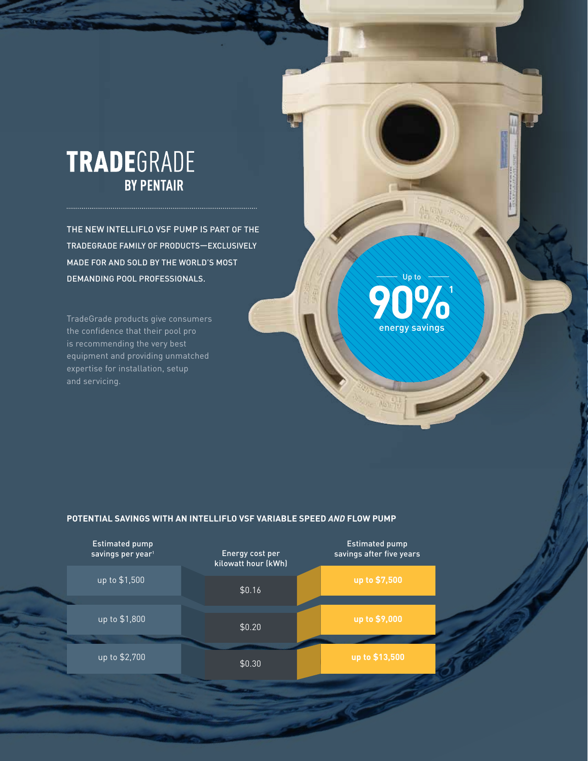# TRADEGRADE BY PENTAIR

THE NEW INTELLIFLO VSF PUMP IS PART OF THE TRADEGRADE FAMILY OF PRODUCTS—EXCLUSIVELY MADE FOR AND SOLD BY THE WORLD'S MOST DEMANDING POOL PROFESSIONALS.

TradeGrade products give consumers the confidence that their pool pro is recommending the very best equipment and providing unmatched expertise for installation, setup and servicing.

Up to **90%**[1] energy savings

## POTENTIAL SAVINGS WITH AN INTELLIFLO VSF VARIABLE SPEED *AND* FLOW PUMP

| Estimated pump savings per year[1] | Energy cost per kilowatt hour (kWh) | Estimated pump savings after five years |
| --- | --- | --- |
| up to $1,500 | $0.16 | **up to $7,500** |
| up to $1,800 | $0.20 | **up to $9,000** |
| up to $2,700 | $0.30 | **up to $13,500** |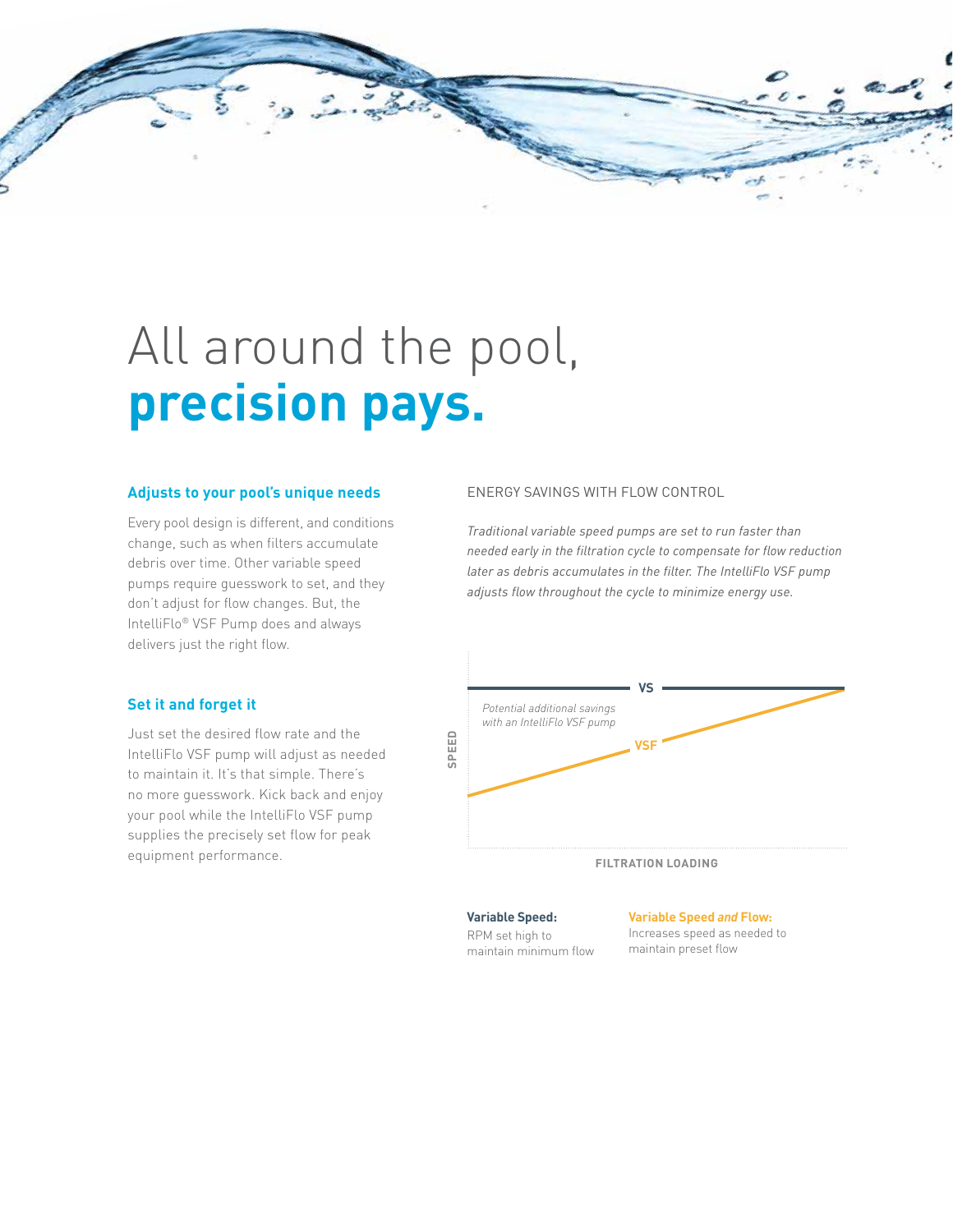# All around the pool, **precision pays.**

### Adjusts to your pool's unique needs

Every pool design is different, and conditions change, such as when filters accumulate debris over time. Other variable speed pumps require guesswork to set, and they don't adjust for flow changes. But, the IntelliFlo® VSF Pump does and always delivers just the right flow.

### Set it and forget it

Just set the desired flow rate and the IntelliFlo VSF pump will adjust as needed to maintain it. It's that simple. There's no more guesswork. Kick back and enjoy your pool while the IntelliFlo VSF pump supplies the precisely set flow for peak equipment performance.

ENERGY SAVINGS WITH FLOW CONTROL

*Traditional variable speed pumps are set to run faster than needed early in the filtration cycle to compensate for flow reduction later as debris accumulates in the filter. The IntelliFlo VSF pump adjusts flow throughout the cycle to minimize energy use.*

SPEED

VS

*Potential additional savings with an IntelliFlo VSF pump*

VSF

FILTRATION LOADING

**Variable Speed:**
RPM set high to maintain minimum flow

**Variable Speed *and* Flow:**
Increases speed as needed to maintain preset flow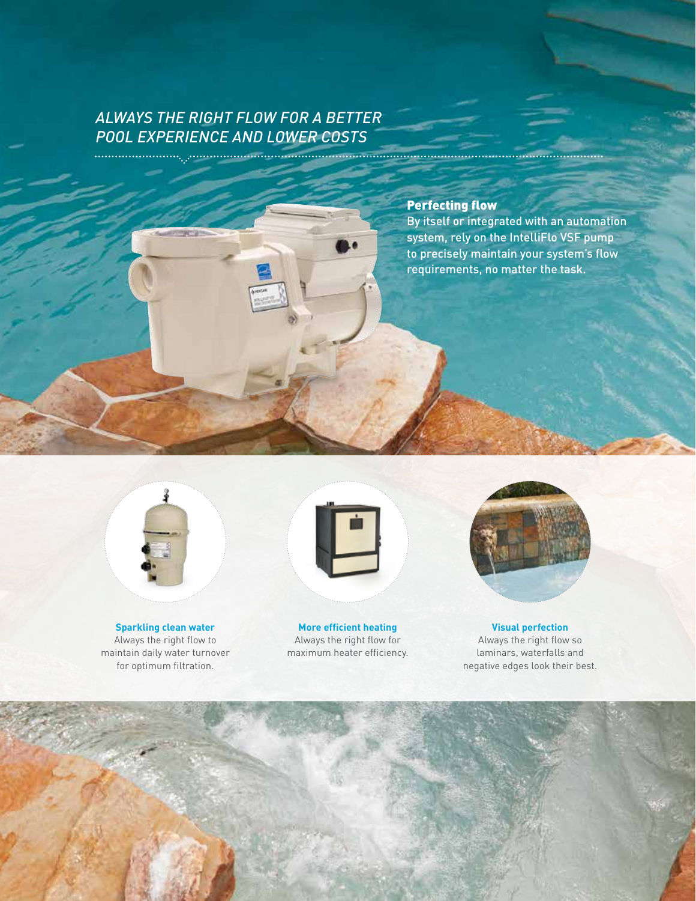## *ALWAYS THE RIGHT FLOW FOR A BETTER POOL EXPERIENCE AND LOWER COSTS*

### Perfecting flow

By itself or integrated with an automation system, rely on the IntelliFlo VSF pump to precisely maintain your system's flow requirements, no matter the task.

**Sparkling clean water**
Always the right flow to maintain daily water turnover for optimum filtration.

**More efficient heating**
Always the right flow for maximum heater efficiency.

**Visual perfection**
Always the right flow so laminars, waterfalls and negative edges look their best.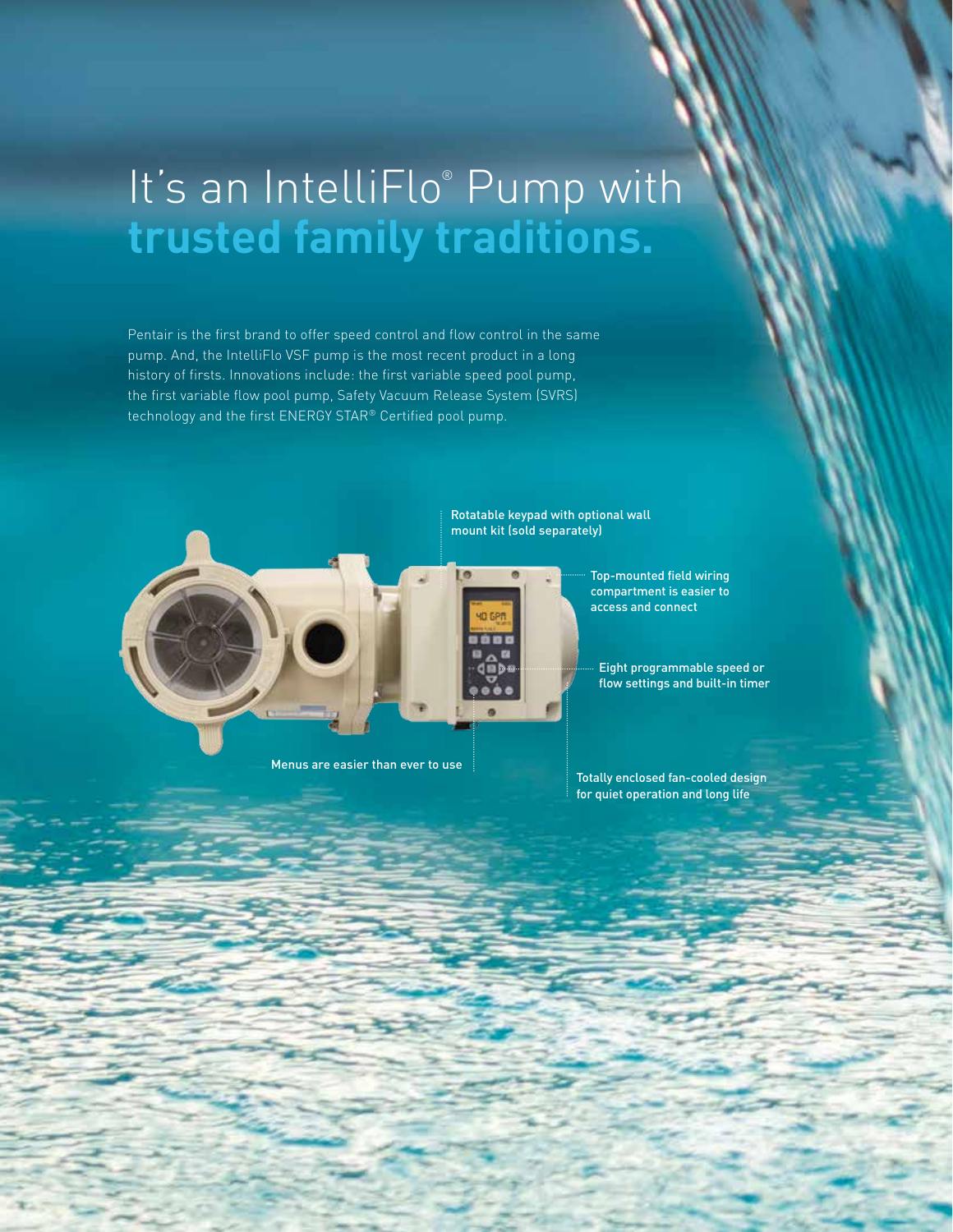# It's an IntelliFlo® Pump with **trusted family traditions.**

Pentair is the first brand to offer speed control and flow control in the same pump. And, the IntelliFlo VSF pump is the most recent product in a long history of firsts. Innovations include: the first variable speed pool pump, the first variable flow pool pump, Safety Vacuum Release System (SVRS) technology and the first ENERGY STAR® Certified pool pump.

- Rotatable keypad with optional wall mount kit (sold separately)
- Top-mounted field wiring compartment is easier to access and connect
- Eight programmable speed or flow settings and built-in timer
- Menus are easier than ever to use
- Totally enclosed fan-cooled design for quiet operation and long life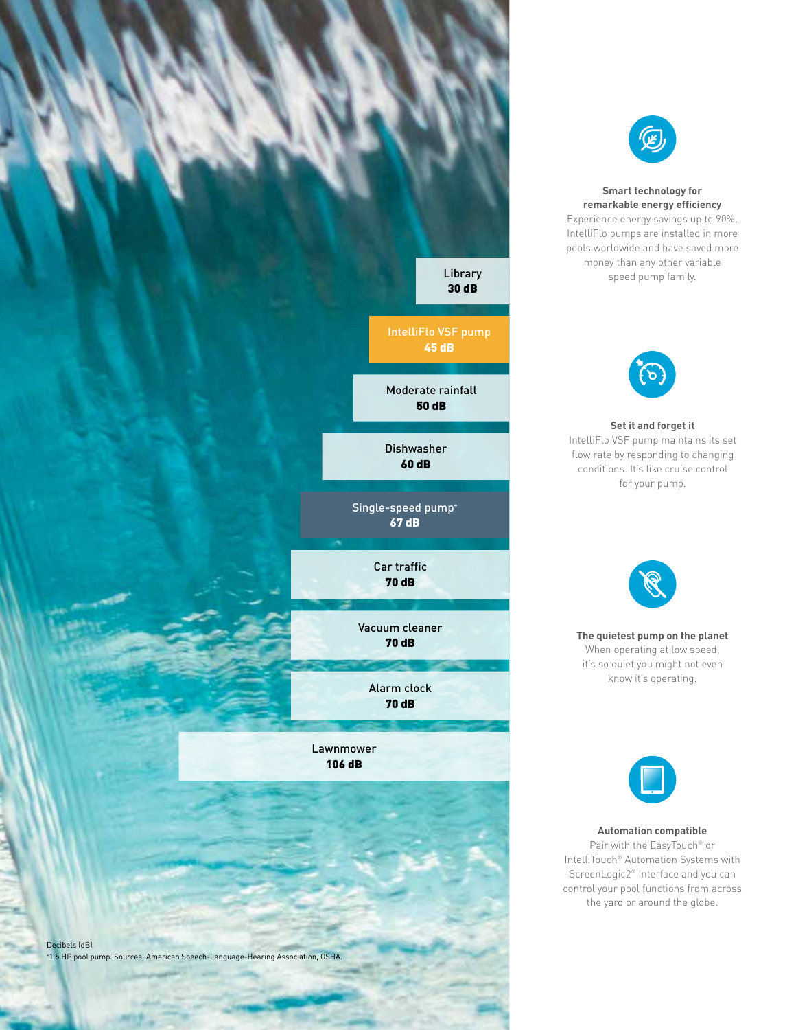| Sound | Decibels (dB) |
| --- | --- |
| Library | 30 dB |
| IntelliFlo VSF pump | 45 dB |
| Moderate rainfall | 50 dB |
| Dishwasher | 60 dB |
| Single-speed pump* | 67 dB |
| Car traffic | 70 dB |
| Vacuum cleaner | 70 dB |
| Alarm clock | 70 dB |
| Lawnmower | 106 dB |

Decibels (dB)
*1.5 HP pool pump. Sources: American Speech-Language-Hearing Association, OSHA.

**Smart technology for remarkable energy efficiency**
Experience energy savings up to 90%. IntelliFlo pumps are installed in more pools worldwide and have saved more money than any other variable speed pump family.

**Set it and forget it**
IntelliFlo VSF pump maintains its set flow rate by responding to changing conditions. It's like cruise control for your pump.

**The quietest pump on the planet**
When operating at low speed, it's so quiet you might not even know it's operating.

**Automation compatible**
Pair with the EasyTouch® or IntelliTouch® Automation Systems with ScreenLogic2® Interface and you can control your pool functions from across the yard or around the globe.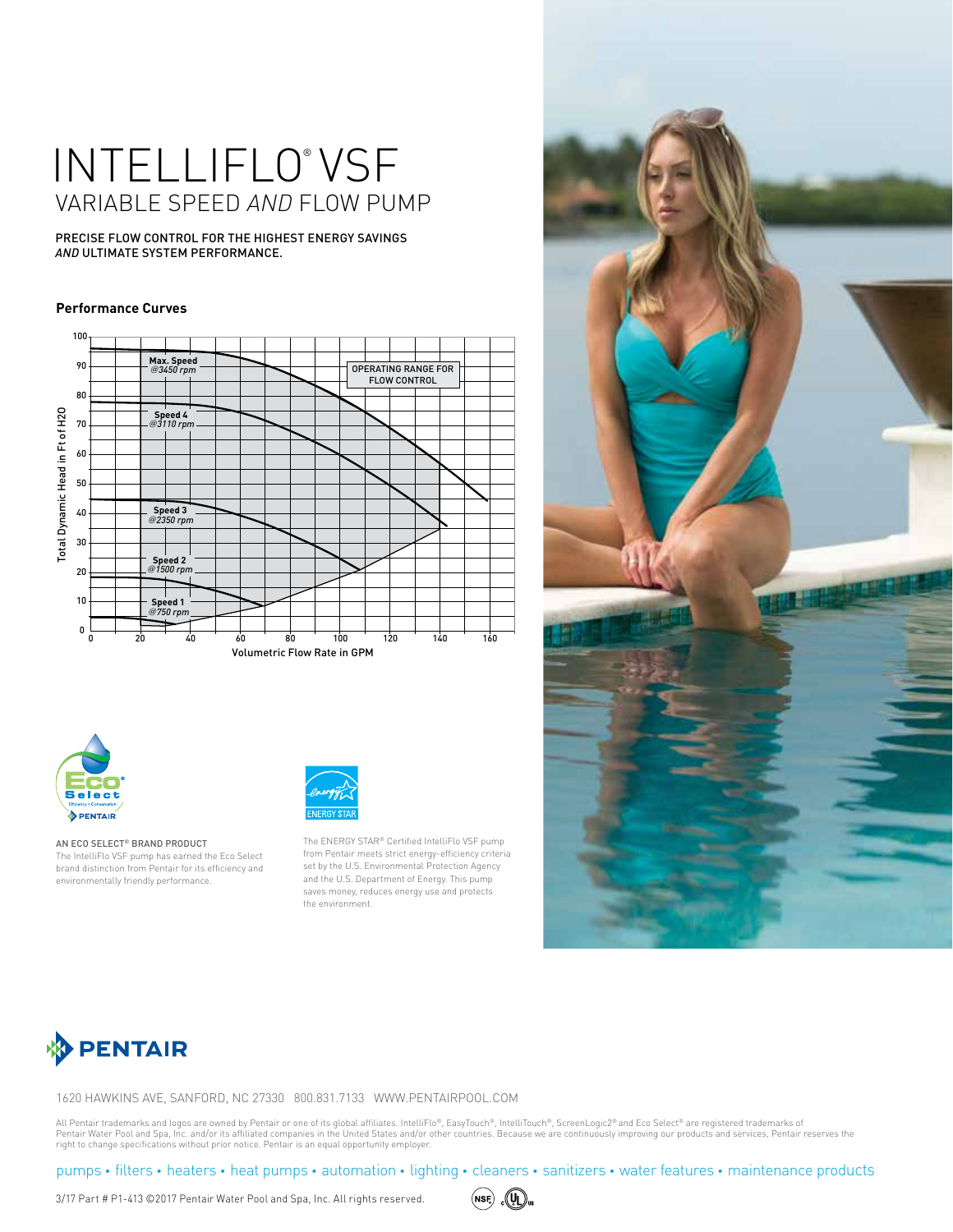# INTELLIFLO® VSF

## VARIABLE SPEED *AND* FLOW PUMP

PRECISE FLOW CONTROL FOR THE HIGHEST ENERGY SAVINGS *AND* ULTIMATE SYSTEM PERFORMANCE.

### Performance Curves

Total Dynamic Head in Ft of H2O

Volumetric Flow Rate in GPM

0, 10, 20, 30, 40, 50, 60, 70, 80, 90, 100

0, 20, 40, 60, 80, 100, 120, 140, 160

Max. Speed @3450 rpm

Speed 4 @3110 rpm

Speed 3 @2350 rpm

Speed 2 @1500 rpm

Speed 1 @750 rpm

OPERATING RANGE FOR FLOW CONTROL

**AN ECO SELECT® BRAND PRODUCT**
The IntelliFlo VSF pump has earned the Eco Select brand distinction from Pentair for its efficiency and environmentally friendly performance.

The ENERGY STAR® Certified IntelliFlo VSF pump from Pentair meets strict energy-efficiency criteria set by the U.S. Environmental Protection Agency and the U.S. Department of Energy. This pump saves money, reduces energy use and protects the environment.

**PENTAIR**

1620 HAWKINS AVE, SANFORD, NC 27330 800.831.7133 WWW.PENTAIRPOOL.COM

All Pentair trademarks and logos are owned by Pentair or one of its global affiliates. IntelliFlo®, EasyTouch®, IntelliTouch®, ScreenLogic2® and Eco Select® are registered trademarks of Pentair Water Pool and Spa, Inc. and/or its affiliated companies in the United States and/or other countries. Because we are continuously improving our products and services, Pentair reserves the right to change specifications without prior notice. Pentair is an equal opportunity employer.

pumps • filters • heaters • heat pumps • automation • lighting • cleaners • sanitizers • water features • maintenance products

3/17 Part # P1-413 ©2017 Pentair Water Pool and Spa, Inc. All rights reserved.